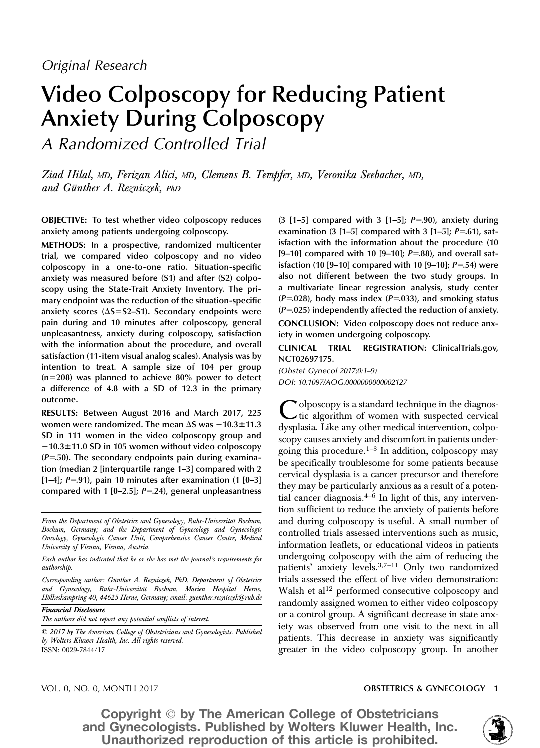Original Research

# Video Colposcopy for Reducing Patient Anxiety During Colposcopy

## A Randomized Controlled Trial

*Ziad Hilal, MD, Ferizan Alici, MD, Clemens B. Tempfer, MD, Veronika Seebacher, MD, and Günther A. Rezniczek, PhD*

**OBJECTIVE:** To test whether video colposcopy reduces anxiety among patients undergoing colposcopy.

**METHODS:** In a prospective, randomized multicenter trial, we compared video colposcopy and no video colposcopy in a one-to-one ratio. Situation-specific anxiety was measured before (S1) and after (S2) colposcopy using the State-Trait Anxiety Inventory. The primary endpoint was the reduction of the situation-specific anxiety scores ($\Delta S = S2 - S1$). Secondary endpoints were pain during and 10 minutes after colposcopy, general unpleasantness, anxiety during colposcopy, satisfaction with the information about the procedure, and overall satisfaction (11-item visual analog scales). Analysis was by intention to treat. A sample size of 104 per group (n=208) was planned to achieve 80% power to detect a difference of 4.8 with a SD of 12.3 in the primary outcome.

**RESULTS:** Between August 2016 and March 2017, 225 women were randomized. The mean ΔS was −10.3±11.3 SD in 111 women in the video colposcopy group and −10.3±11.0 SD in 105 women without video colposcopy ($P$=.50). The secondary endpoints pain during examination (median 2 [interquartile range 1–3] compared with 2 [1–4]; $P$=.91), pain 10 minutes after examination (1 [0–3] compared with 1 [0–2.5]; $P$=.24), general unpleasantness (3 [1–5] compared with 3 [1–5]; $P$=.90), anxiety during examination (3 [1–5] compared with 3 [1–5]; $P$=.61), satisfaction with the information about the procedure (10 [9–10] compared with 10 [9–10]; $P$=.88), and overall satisfaction (10 [9–10] compared with 10 [9–10]; $P$=.54) were also not different between the two study groups. In a multivariate linear regression analysis, study center ($P$=.028), body mass index ($P$=.033), and smoking status ($P$=.025) independently affected the reduction of anxiety.

**CONCLUSION:** Video colposcopy does not reduce anxiety in women undergoing colposcopy.

**CLINICAL TRIAL REGISTRATION:** ClinicalTrials.gov, NCT02697175.

*(Obstet Gynecol 2017;0:1–9)*
*DOI: 10.1097/AOG.0000000000002127*

Colposcopy is a standard technique in the diagnostic algorithm of women with suspected cervical dysplasia. Like any other medical intervention, colposcopy causes anxiety and discomfort in patients undergoing this procedure.[1–3] In addition, colposcopy may be specifically troublesome for some patients because cervical dysplasia is a cancer precursor and therefore they may be particularly anxious as a result of a potential cancer diagnosis.[4–6] In light of this, any intervention sufficient to reduce the anxiety of patients before and during colposcopy is useful. A small number of controlled trials assessed interventions such as music, information leaflets, or educational videos in patients undergoing colposcopy with the aim of reducing the patients' anxiety levels.[3,7–11] Only two randomized trials assessed the effect of live video demonstration: Walsh et al[12] performed consecutive colposcopy and randomly assigned women to either video colposcopy or a control group. A significant decrease in state anxiety was observed from one visit to the next in all patients. This decrease in anxiety was significantly greater in the video colposcopy group. In another

*From the Department of Obstetrics and Gynecology, Ruhr-Universität Bochum, Bochum, Germany; and the Department of Gynecology and Gynecologic Oncology, Gynecologic Cancer Unit, Comprehensive Cancer Centre, Medical University of Vienna, Vienna, Austria.*

*Each author has indicated that he or she has met the journal's requirements for authorship.*

*Corresponding author: Günther A. Rezniczek, PhD, Department of Obstetrics and Gynecology, Ruhr-Universität Bochum, Marien Hospital Herne, Hölkeskampring 40, 44625 Herne, Germany; email: guenther.rezniczek@rub.de*

***Financial Disclosure***
*The authors did not report any potential conflicts of interest.*

*© 2017 by The American College of Obstetricians and Gynecologists. Published by Wolters Kluwer Health, Inc. All rights reserved.*
ISSN: 0029-7844/17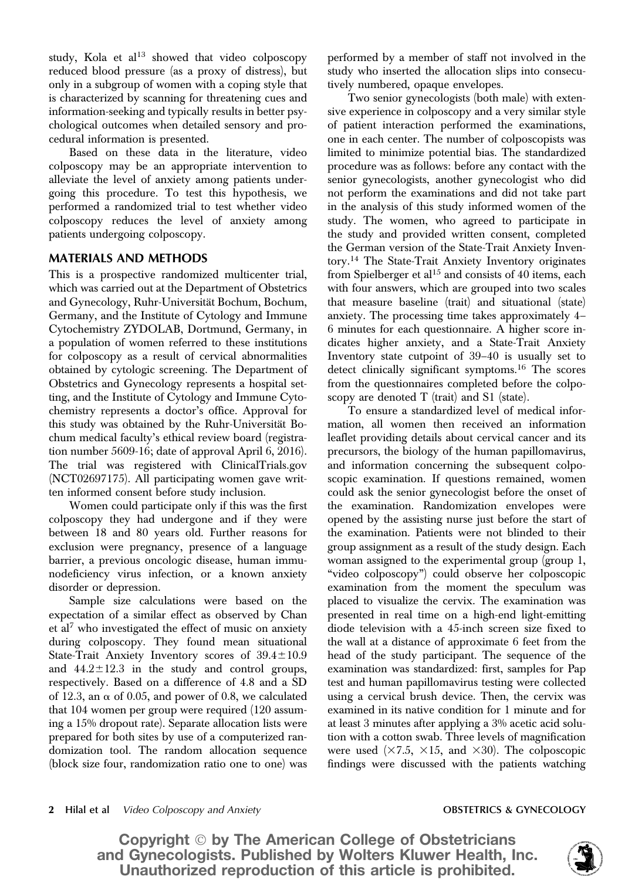study, Kola et al[13] showed that video colposcopy reduced blood pressure (as a proxy of distress), but only in a subgroup of women with a coping style that is characterized by scanning for threatening cues and information-seeking and typically results in better psychological outcomes when detailed sensory and procedural information is presented.

Based on these data in the literature, video colposcopy may be an appropriate intervention to alleviate the level of anxiety among patients undergoing this procedure. To test this hypothesis, we performed a randomized trial to test whether video colposcopy reduces the level of anxiety among patients undergoing colposcopy.

## MATERIALS AND METHODS

This is a prospective randomized multicenter trial, which was carried out at the Department of Obstetrics and Gynecology, Ruhr-Universität Bochum, Bochum, Germany, and the Institute of Cytology and Immune Cytochemistry ZYDOLAB, Dortmund, Germany, in a population of women referred to these institutions for colposcopy as a result of cervical abnormalities obtained by cytologic screening. The Department of Obstetrics and Gynecology represents a hospital setting, and the Institute of Cytology and Immune Cytochemistry represents a doctor's office. Approval for this study was obtained by the Ruhr-Universität Bochum medical faculty's ethical review board (registration number 5609-16; date of approval April 6, 2016). The trial was registered with ClinicalTrials.gov (NCT02697175). All participating women gave written informed consent before study inclusion.

Women could participate only if this was the first colposcopy they had undergone and if they were between 18 and 80 years old. Further reasons for exclusion were pregnancy, presence of a language barrier, a previous oncologic disease, human immunodeficiency virus infection, or a known anxiety disorder or depression.

Sample size calculations were based on the expectation of a similar effect as observed by Chan et al[7] who investigated the effect of music on anxiety during colposcopy. They found mean situational State-Trait Anxiety Inventory scores of $39.4 \pm 10.9$ and $44.2 \pm 12.3$ in the study and control groups, respectively. Based on a difference of 4.8 and a SD of 12.3, an $\alpha$ of 0.05, and power of 0.8, we calculated that 104 women per group were required (120 assuming a 15% dropout rate). Separate allocation lists were prepared for both sites by use of a computerized randomization tool. The random allocation sequence (block size four, randomization ratio one to one) was performed by a member of staff not involved in the study who inserted the allocation slips into consecutively numbered, opaque envelopes.

Two senior gynecologists (both male) with extensive experience in colposcopy and a very similar style of patient interaction performed the examinations, one in each center. The number of colposcopists was limited to minimize potential bias. The standardized procedure was as follows: before any contact with the senior gynecologists, another gynecologist who did not perform the examinations and did not take part in the analysis of this study informed women of the study. The women, who agreed to participate in the study and provided written consent, completed the German version of the State-Trait Anxiety Inventory.[14] The State-Trait Anxiety Inventory originates from Spielberger et al[15] and consists of 40 items, each with four answers, which are grouped into two scales that measure baseline (trait) and situational (state) anxiety. The processing time takes approximately 4–6 minutes for each questionnaire. A higher score indicates higher anxiety, and a State-Trait Anxiety Inventory state cutpoint of 39–40 is usually set to detect clinically significant symptoms.[16] The scores from the questionnaires completed before the colposcopy are denoted T (trait) and S1 (state).

To ensure a standardized level of medical information, all women then received an information leaflet providing details about cervical cancer and its precursors, the biology of the human papillomavirus, and information concerning the subsequent colposcopic examination. If questions remained, women could ask the senior gynecologist before the onset of the examination. Randomization envelopes were opened by the assisting nurse just before the start of the examination. Patients were not blinded to their group assignment as a result of the study design. Each woman assigned to the experimental group (group 1, "video colposcopy") could observe her colposcopic examination from the moment the speculum was placed to visualize the cervix. The examination was presented in real time on a high-end light-emitting diode television with a 45-inch screen size fixed to the wall at a distance of approximate 6 feet from the head of the study participant. The sequence of the examination was standardized: first, samples for Pap test and human papillomavirus testing were collected using a cervical brush device. Then, the cervix was examined in its native condition for 1 minute and for at least 3 minutes after applying a 3% acetic acid solution with a cotton swab. Three levels of magnification were used ($\times 7.5$, $\times 15$, and $\times 30$). The colposcopic findings were discussed with the patients watching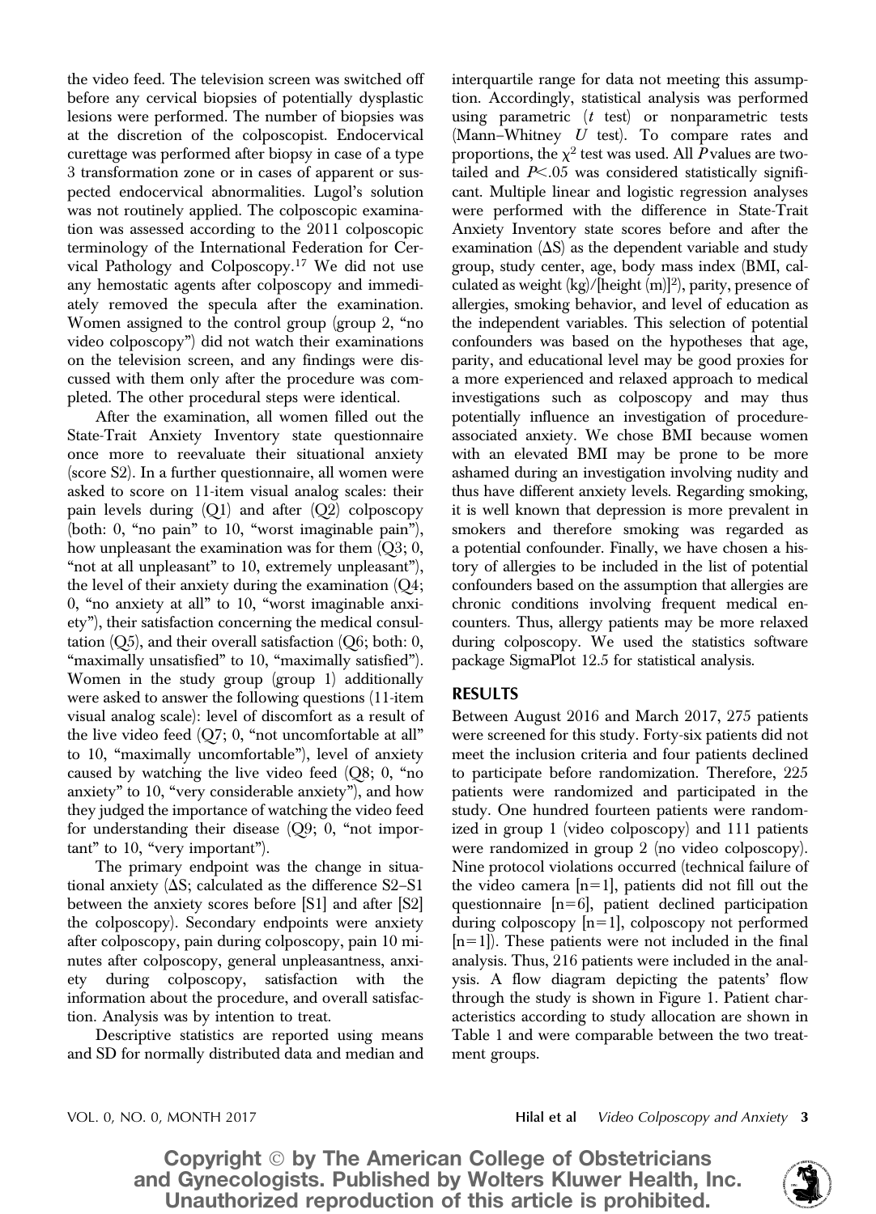the video feed. The television screen was switched off before any cervical biopsies of potentially dysplastic lesions were performed. The number of biopsies was at the discretion of the colposcopist. Endocervical curettage was performed after biopsy in case of a type 3 transformation zone or in cases of apparent or suspected endocervical abnormalities. Lugol's solution was not routinely applied. The colposcopic examination was assessed according to the 2011 colposcopic terminology of the International Federation for Cervical Pathology and Colposcopy.[17] We did not use any hemostatic agents after colposcopy and immediately removed the specula after the examination. Women assigned to the control group (group 2, "no video colposcopy") did not watch their examinations on the television screen, and any findings were discussed with them only after the procedure was completed. The other procedural steps were identical.

After the examination, all women filled out the State-Trait Anxiety Inventory state questionnaire once more to reevaluate their situational anxiety (score S2). In a further questionnaire, all women were asked to score on 11-item visual analog scales: their pain levels during (Q1) and after (Q2) colposcopy (both: 0, "no pain" to 10, "worst imaginable pain"), how unpleasant the examination was for them (Q3; 0, "not at all unpleasant" to 10, extremely unpleasant"), the level of their anxiety during the examination (Q4; 0, "no anxiety at all" to 10, "worst imaginable anxiety"), their satisfaction concerning the medical consultation (Q5), and their overall satisfaction (Q6; both: 0, "maximally unsatisfied" to 10, "maximally satisfied"). Women in the study group (group 1) additionally were asked to answer the following questions (11-item visual analog scale): level of discomfort as a result of the live video feed (Q7; 0, "not uncomfortable at all" to 10, "maximally uncomfortable"), level of anxiety caused by watching the live video feed (Q8; 0, "no anxiety" to 10, "very considerable anxiety"), and how they judged the importance of watching the video feed for understanding their disease (Q9; 0, "not important" to 10, "very important").

The primary endpoint was the change in situational anxiety (ΔS; calculated as the difference S2–S1 between the anxiety scores before [S1] and after [S2] the colposcopy). Secondary endpoints were anxiety after colposcopy, pain during colposcopy, pain 10 minutes after colposcopy, general unpleasantness, anxiety during colposcopy, satisfaction with the information about the procedure, and overall satisfaction. Analysis was by intention to treat.

Descriptive statistics are reported using means and SD for normally distributed data and median and interquartile range for data not meeting this assumption. Accordingly, statistical analysis was performed using parametric (*t* test) or nonparametric tests (Mann–Whitney *U* test). To compare rates and proportions, the $\chi^2$ test was used. All *P* values are two-tailed and $P<.05$ was considered statistically significant. Multiple linear and logistic regression analyses were performed with the difference in State-Trait Anxiety Inventory state scores before and after the examination (ΔS) as the dependent variable and study group, study center, age, body mass index (BMI, calculated as weight (kg)/[height (m)]$^2$), parity, presence of allergies, smoking behavior, and level of education as the independent variables. This selection of potential confounders was based on the hypotheses that age, parity, and educational level may be good proxies for a more experienced and relaxed approach to medical investigations such as colposcopy and may thus potentially influence an investigation of procedure-associated anxiety. We chose BMI because women with an elevated BMI may be prone to be more ashamed during an investigation involving nudity and thus have different anxiety levels. Regarding smoking, it is well known that depression is more prevalent in smokers and therefore smoking was regarded as a potential confounder. Finally, we have chosen a history of allergies to be included in the list of potential confounders based on the assumption that allergies are chronic conditions involving frequent medical encounters. Thus, allergy patients may be more relaxed during colposcopy. We used the statistics software package SigmaPlot 12.5 for statistical analysis.

## RESULTS

Between August 2016 and March 2017, 275 patients were screened for this study. Forty-six patients did not meet the inclusion criteria and four patients declined to participate before randomization. Therefore, 225 patients were randomized and participated in the study. One hundred fourteen patients were randomized in group 1 (video colposcopy) and 111 patients were randomized in group 2 (no video colposcopy). Nine protocol violations occurred (technical failure of the video camera [n=1], patients did not fill out the questionnaire [n=6], patient declined participation during colposcopy [n=1], colposcopy not performed [n=1]). These patients were not included in the final analysis. Thus, 216 patients were included in the analysis. A flow diagram depicting the patients' flow through the study is shown in Figure 1. Patient characteristics according to study allocation are shown in Table 1 and were comparable between the two treatment groups.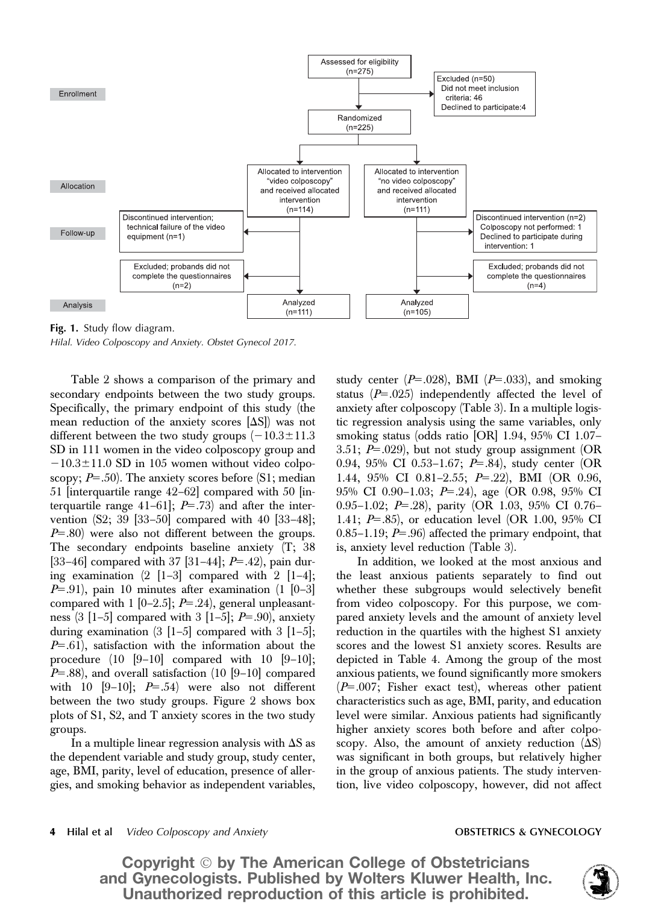**Enrollment**

- Assessed for eligibility (n=275)
- Excluded (n=50)
  - Did not meet inclusion criteria: 46
  - Declined to participate: 4
- Randomized (n=225)

**Allocation**

- Allocated to intervention "video colposcopy" and received allocated intervention (n=114)
- Allocated to intervention "no video colposcopy" and received allocated intervention (n=111)

**Follow-up**

- Video colposcopy: Discontinued intervention; technical failure of the video equipment (n=1)
- No video colposcopy: Discontinued intervention (n=2); Colposcopy not performed: 1; Declined to participate during intervention: 1
- Video colposcopy: Excluded; probands did not complete the questionnaires (n=2)
- No video colposcopy: Excluded; probands did not complete the questionnaires (n=4)

**Analysis**

- Analyzed (n=111)
- Analyzed (n=105)

**Fig. 1.** Study flow diagram.

*Hilal. Video Colposcopy and Anxiety. Obstet Gynecol 2017.*

Table 2 shows a comparison of the primary and secondary endpoints between the two study groups. Specifically, the primary endpoint of this study (the mean reduction of the anxiety scores [ΔS]) was not different between the two study groups (−10.3±11.3 SD in 111 women in the video colposcopy group and −10.3±11.0 SD in 105 women without video colposcopy; *P*=.50). The anxiety scores before (S1; median 51 [interquartile range 42–62] compared with 50 [interquartile range 41–61]; *P*=.73) and after the intervention (S2; 39 [33–50] compared with 40 [33–48]; *P*=.80) were also not different between the groups. The secondary endpoints baseline anxiety (T; 38 [33–46] compared with 37 [31–44]; *P*=.42), pain during examination (2 [1–3] compared with 2 [1–4]; *P*=.91), pain 10 minutes after examination (1 [0–3] compared with 1 [0–2.5]; *P*=.24), general unpleasantness (3 [1–5] compared with 3 [1–5]; *P*=.90), anxiety during examination (3 [1–5] compared with 3 [1–5]; *P*=.61), satisfaction with the information about the procedure (10 [9–10] compared with 10 [9–10]; *P*=.88), and overall satisfaction (10 [9–10] compared with 10 [9–10]; *P*=.54) were also not different between the two study groups. Figure 2 shows box plots of S1, S2, and T anxiety scores in the two study groups.

In a multiple linear regression analysis with ΔS as the dependent variable and study group, study center, age, BMI, parity, level of education, presence of allergies, and smoking behavior as independent variables, study center (*P*=.028), BMI (*P*=.033), and smoking status (*P*=.025) independently affected the level of anxiety after colposcopy (Table 3). In a multiple logistic regression analysis using the same variables, only smoking status (odds ratio [OR] 1.94, 95% CI 1.07–3.51; *P*=.029), but not study group assignment (OR 0.94, 95% CI 0.53–1.67; *P*=.84), study center (OR 1.44, 95% CI 0.81–2.55; *P*=.22), BMI (OR 0.96, 95% CI 0.90–1.03; *P*=.24), age (OR 0.98, 95% CI 0.95–1.02; *P*=.28), parity (OR 1.03, 95% CI 0.76–1.41; *P*=.85), or education level (OR 1.00, 95% CI 0.85–1.19; *P*=.96) affected the primary endpoint, that is, anxiety level reduction (Table 3).

In addition, we looked at the most anxious and the least anxious patients separately to find out whether these subgroups would selectively benefit from video colposcopy. For this purpose, we compared anxiety levels and the amount of anxiety level reduction in the quartiles with the highest S1 anxiety scores and the lowest S1 anxiety scores. Results are depicted in Table 4. Among the group of the most anxious patients, we found significantly more smokers (*P*=.007; Fisher exact test), whereas other patient characteristics such as age, BMI, parity, and education level were similar. Anxious patients had significantly higher anxiety scores both before and after colposcopy. Also, the amount of anxiety reduction (ΔS) was significant in both groups, but relatively higher in the group of anxious patients. The study intervention, live video colposcopy, however, did not affect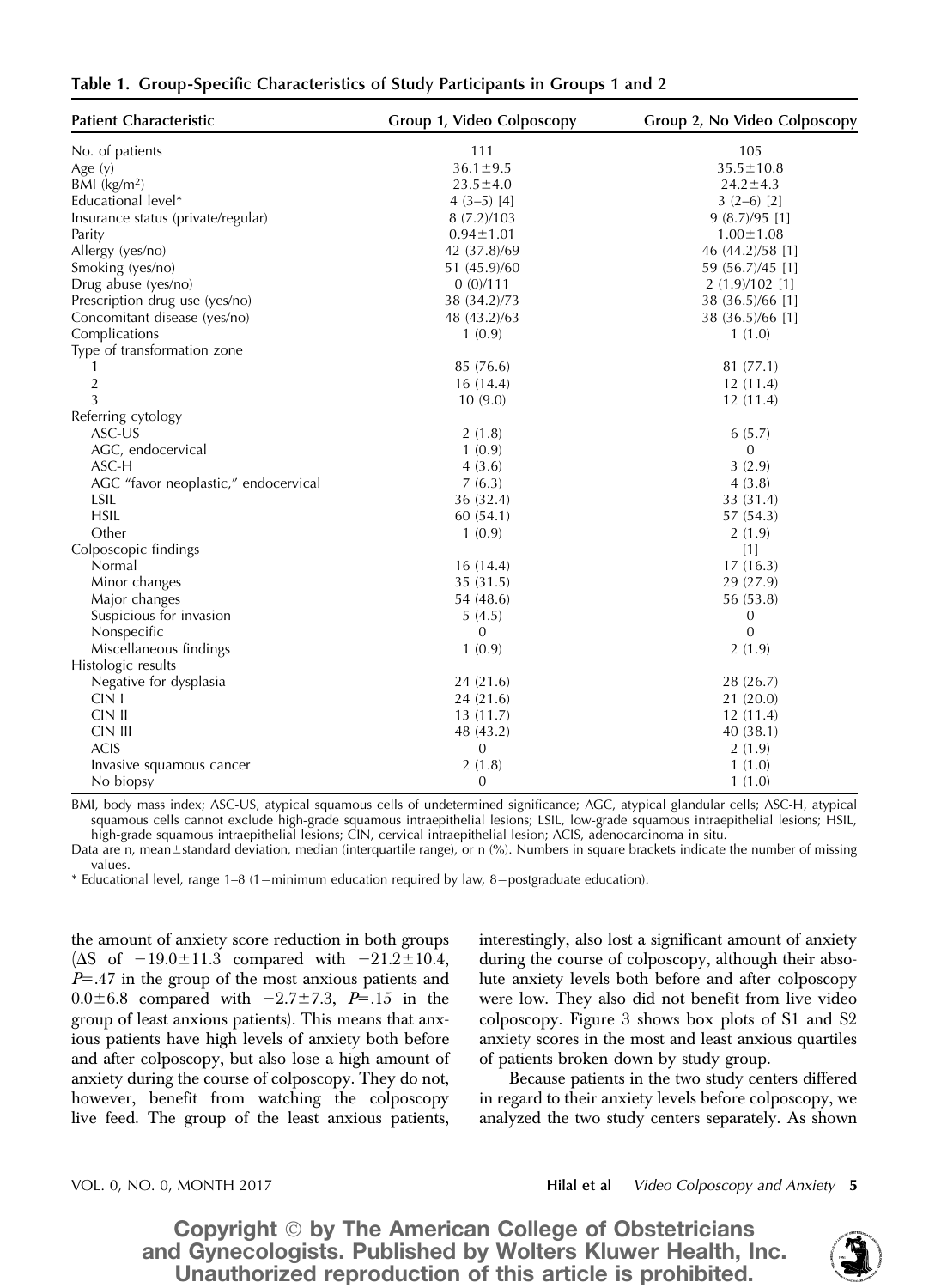**Table 1. Group-Specific Characteristics of Study Participants in Groups 1 and 2**

| Patient Characteristic | Group 1, Video Colposcopy | Group 2, No Video Colposcopy |
|---|---|---|
| No. of patients | 111 | 105 |
| Age (y) | 36.1±9.5 | 35.5±10.8 |
| BMI (kg/m²) | 23.5±4.0 | 24.2±4.3 |
| Educational level* | 4 (3–5) [4] | 3 (2–6) [2] |
| Insurance status (private/regular) | 8 (7.2)/103 | 9 (8.7)/95 [1] |
| Parity | 0.94±1.01 | 1.00±1.08 |
| Allergy (yes/no) | 42 (37.8)/69 | 46 (44.2)/58 [1] |
| Smoking (yes/no) | 51 (45.9)/60 | 59 (56.7)/45 [1] |
| Drug abuse (yes/no) | 0 (0)/111 | 2 (1.9)/102 [1] |
| Prescription drug use (yes/no) | 38 (34.2)/73 | 38 (36.5)/66 [1] |
| Concomitant disease (yes/no) | 48 (43.2)/63 | 38 (36.5)/66 [1] |
| Complications | 1 (0.9) | 1 (1.0) |
| Type of transformation zone | | |
| 1 | 85 (76.6) | 81 (77.1) |
| 2 | 16 (14.4) | 12 (11.4) |
| 3 | 10 (9.0) | 12 (11.4) |
| Referring cytology | | |
| ASC-US | 2 (1.8) | 6 (5.7) |
| AGC, endocervical | 1 (0.9) | 0 |
| ASC-H | 4 (3.6) | 3 (2.9) |
| AGC "favor neoplastic," endocervical | 7 (6.3) | 4 (3.8) |
| LSIL | 36 (32.4) | 33 (31.4) |
| HSIL | 60 (54.1) | 57 (54.3) |
| Other | 1 (0.9) | 2 (1.9) |
| Colposcopic findings | | [1] |
| Normal | 16 (14.4) | 17 (16.3) |
| Minor changes | 35 (31.5) | 29 (27.9) |
| Major changes | 54 (48.6) | 56 (53.8) |
| Suspicious for invasion | 5 (4.5) | 0 |
| Nonspecific | 0 | 0 |
| Miscellaneous findings | 1 (0.9) | 2 (1.9) |
| Histologic results | | |
| Negative for dysplasia | 24 (21.6) | 28 (26.7) |
| CIN I | 24 (21.6) | 21 (20.0) |
| CIN II | 13 (11.7) | 12 (11.4) |
| CIN III | 48 (43.2) | 40 (38.1) |
| ACIS | 0 | 2 (1.9) |
| Invasive squamous cancer | 2 (1.8) | 1 (1.0) |
| No biopsy | 0 | 1 (1.0) |

BMI, body mass index; ASC-US, atypical squamous cells of undetermined significance; AGC, atypical glandular cells; ASC-H, atypical squamous cells cannot exclude high-grade squamous intraepithelial lesions; LSIL, low-grade squamous intraepithelial lesions; HSIL, high-grade squamous intraepithelial lesions; CIN, cervical intraepithelial lesion; ACIS, adenocarcinoma in situ.

Data are n, mean±standard deviation, median (interquartile range), or n (%). Numbers in square brackets indicate the number of missing values.

\* Educational level, range 1–8 (1=minimum education required by law, 8=postgraduate education).

the amount of anxiety score reduction in both groups ($\Delta S$ of $-19.0\pm11.3$ compared with $-21.2\pm10.4$, $P=.47$ in the group of the most anxious patients and $0.0\pm6.8$ compared with $-2.7\pm7.3$, $P=.15$ in the group of least anxious patients). This means that anxious patients have high levels of anxiety both before and after colposcopy, but also lose a high amount of anxiety during the course of colposcopy. They do not, however, benefit from watching the colposcopy live feed. The group of the least anxious patients, interestingly, also lost a significant amount of anxiety during the course of colposcopy, although their absolute anxiety levels both before and after colposcopy were low. They also did not benefit from live video colposcopy. Figure 3 shows box plots of S1 and S2 anxiety scores in the most and least anxious quartiles of patients broken down by study group.

Because patients in the two study centers differed in regard to their anxiety levels before colposcopy, we analyzed the two study centers separately. As shown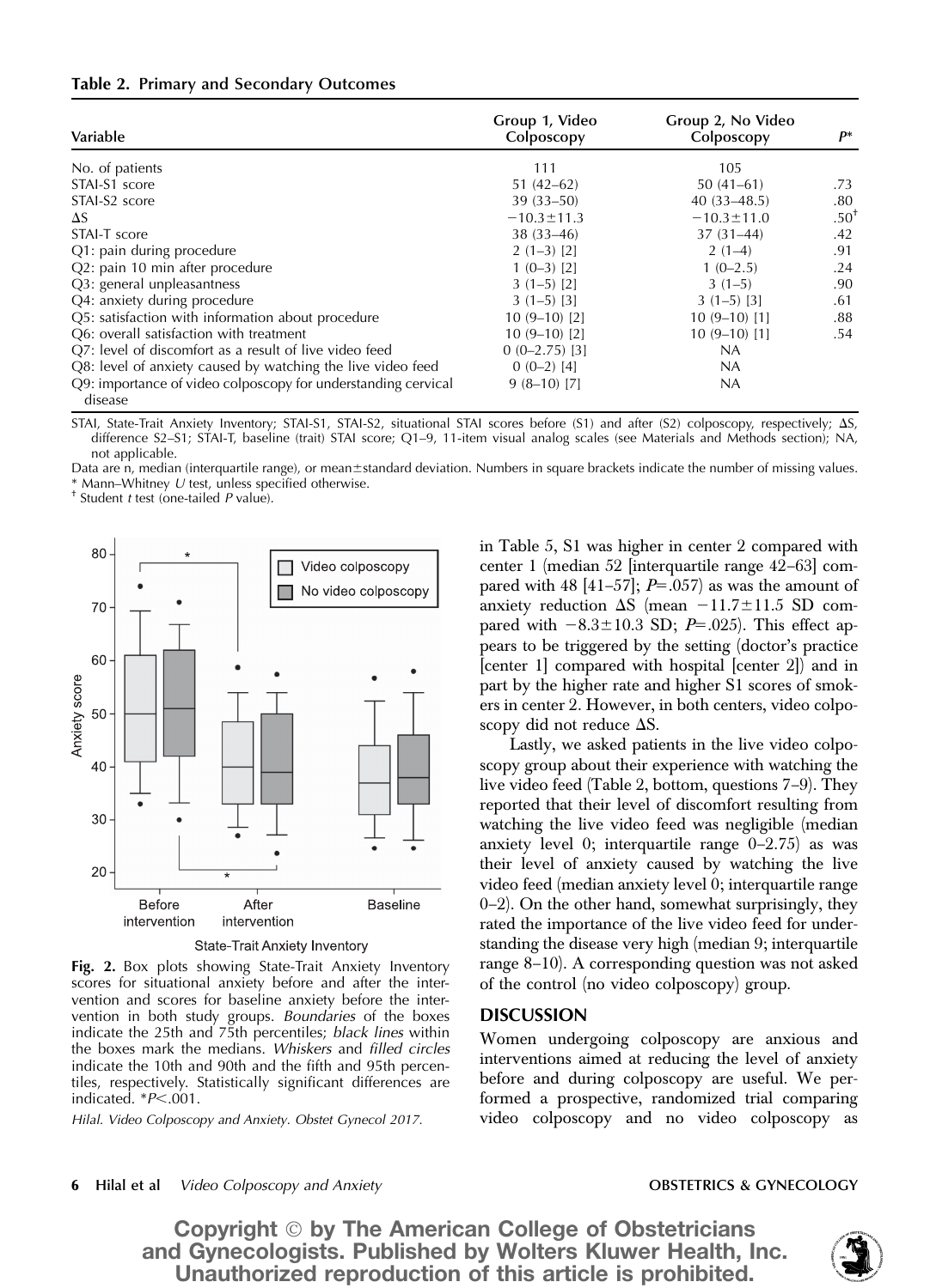**Table 2. Primary and Secondary Outcomes**

| Variable | Group 1, Video Colposcopy | Group 2, No Video Colposcopy | P* |
|---|---|---|---|
| No. of patients | 111 | 105 | |
| STAI-S1 score | 51 (42–62) | 50 (41–61) | .73 |
| STAI-S2 score | 39 (33–50) | 40 (33–48.5) | .80 |
| ΔS | −10.3±11.3 | −10.3±11.0 | .50[†] |
| STAI-T score | 38 (33–46) | 37 (31–44) | .42 |
| Q1: pain during procedure | 2 (1–3) [2] | 2 (1–4) | .91 |
| Q2: pain 10 min after procedure | 1 (0–3) [2] | 1 (0–2.5) | .24 |
| Q3: general unpleasantness | 3 (1–5) [2] | 3 (1–5) | .90 |
| Q4: anxiety during procedure | 3 (1–5) [3] | 3 (1–5) [3] | .61 |
| Q5: satisfaction with information about procedure | 10 (9–10) [2] | 10 (9–10) [1] | .88 |
| Q6: overall satisfaction with treatment | 10 (9–10) [2] | 10 (9–10) [1] | .54 |
| Q7: level of discomfort as a result of live video feed | 0 (0–2.75) [3] | NA | |
| Q8: level of anxiety caused by watching the live video feed | 0 (0–2) [4] | NA | |
| Q9: importance of video colposcopy for understanding cervical disease | 9 (8–10) [7] | NA | |

STAI, State-Trait Anxiety Inventory; STAI-S1, STAI-S2, situational STAI scores before (S1) and after (S2) colposcopy, respectively; ΔS, difference S2–S1; STAI-T, baseline (trait) STAI score; Q1–9, 11-item visual analog scales (see Materials and Methods section); NA, not applicable.

Data are n, median (interquartile range), or mean±standard deviation. Numbers in square brackets indicate the number of missing values.

\* Mann–Whitney *U* test, unless specified otherwise.

† Student *t* test (one-tailed *P* value).

**Fig. 2.** Box plots showing State-Trait Anxiety Inventory scores for situational anxiety before and after the intervention and scores for baseline anxiety before the intervention in both study groups. *Boundaries* of the boxes indicate the 25th and 75th percentiles; *black lines* within the boxes mark the medians. *Whiskers* and *filled circles* indicate the 10th and 90th and the fifth and 95th percentiles, respectively. Statistically significant differences are indicated. $^*P<.001$.

*Hilal. Video Colposcopy and Anxiety. Obstet Gynecol 2017.*

in Table 5, S1 was higher in center 2 compared with center 1 (median 52 [interquartile range 42–63] compared with 48 [41–57]; $P=.057$) as was the amount of anxiety reduction ΔS (mean −11.7±11.5 SD compared with −8.3±10.3 SD; $P=.025$). This effect appears to be triggered by the setting (doctor's practice [center 1] compared with hospital [center 2]) and in part by the higher rate and higher S1 scores of smokers in center 2. However, in both centers, video colposcopy did not reduce ΔS.

Lastly, we asked patients in the live video colposcopy group about their experience with watching the live video feed (Table 2, bottom, questions 7–9). They reported that their level of discomfort resulting from watching the live video feed was negligible (median anxiety level 0; interquartile range 0–2.75) as was their level of anxiety caused by watching the live video feed (median anxiety level 0; interquartile range 0–2). On the other hand, somewhat surprisingly, they rated the importance of the live video feed for understanding the disease very high (median 9; interquartile range 8–10). A corresponding question was not asked of the control (no video colposcopy) group.

## DISCUSSION

Women undergoing colposcopy are anxious and interventions aimed at reducing the level of anxiety before and during colposcopy are useful. We performed a prospective, randomized trial comparing video colposcopy and no video colposcopy as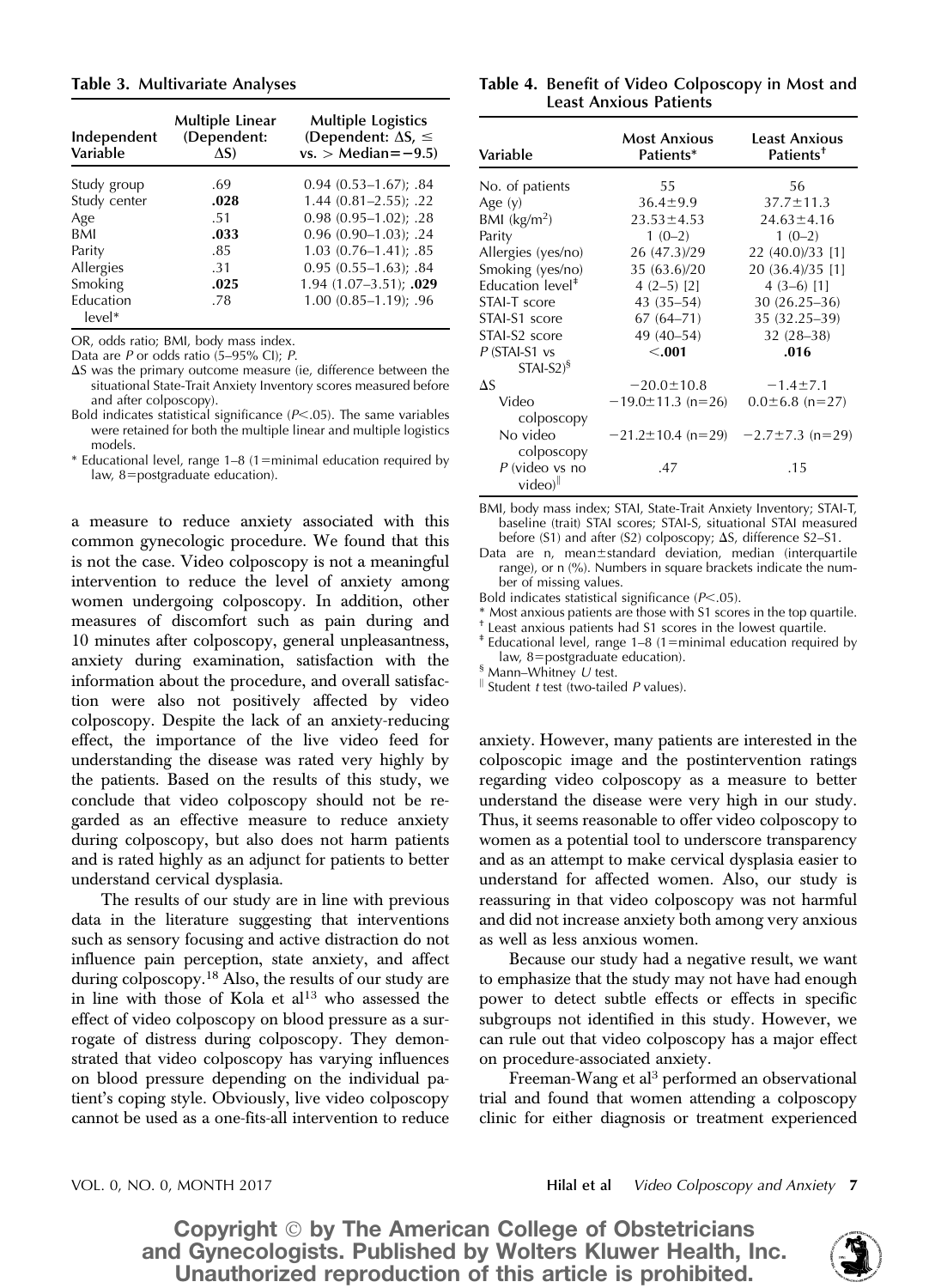**Table 3. Multivariate Analyses**

| Independent Variable | Multiple Linear (Dependent: ΔS) | Multiple Logistics (Dependent: ΔS, ≤ vs. > Median=−9.5) |
|---|---|---|
| Study group | .69 | 0.94 (0.53–1.67); .84 |
| Study center | **.028** | 1.44 (0.81–2.55); .22 |
| Age | .51 | 0.98 (0.95–1.02); .28 |
| BMI | **.033** | 0.96 (0.90–1.03); .24 |
| Parity | .85 | 1.03 (0.76–1.41); .85 |
| Allergies | .31 | 0.95 (0.55–1.63); .84 |
| Smoking | **.025** | 1.94 (1.07–3.51); **.029** |
| Education level* | .78 | 1.00 (0.85–1.19); .96 |

OR, odds ratio; BMI, body mass index.

Data are *P* or odds ratio (5–95% CI); *P*.

ΔS was the primary outcome measure (ie, difference between the situational State-Trait Anxiety Inventory scores measured before and after colposcopy).

Bold indicates statistical significance ($P<.05$). The same variables were retained for both the multiple linear and multiple logistics models.

\* Educational level, range 1–8 (1=minimal education required by law, 8=postgraduate education).

a measure to reduce anxiety associated with this common gynecologic procedure. We found that this is not the case. Video colposcopy is not a meaningful intervention to reduce the level of anxiety among women undergoing colposcopy. In addition, other measures of discomfort such as pain during and 10 minutes after colposcopy, general unpleasantness, anxiety during examination, satisfaction with the information about the procedure, and overall satisfaction were also not positively affected by video colposcopy. Despite the lack of an anxiety-reducing effect, the importance of the live video feed for understanding the disease was rated very highly by the patients. Based on the results of this study, we conclude that video colposcopy should not be regarded as an effective measure to reduce anxiety during colposcopy, but also does not harm patients and is rated highly as an adjunct for patients to better understand cervical dysplasia.

The results of our study are in line with previous data in the literature suggesting that interventions such as sensory focusing and active distraction do not influence pain perception, state anxiety, and affect during colposcopy.[18] Also, the results of our study are in line with those of Kola et al[13] who assessed the effect of video colposcopy on blood pressure as a surrogate of distress during colposcopy. They demonstrated that video colposcopy has varying influences on blood pressure depending on the individual patient's coping style. Obviously, live video colposcopy cannot be used as a one-fits-all intervention to reduce anxiety. However, many patients are interested in the colposcopic image and the postintervention ratings regarding video colposcopy as a measure to better understand the disease were very high in our study. Thus, it seems reasonable to offer video colposcopy to women as a potential tool to underscore transparency and as an attempt to make cervical dysplasia easier to understand for affected women. Also, our study is reassuring in that video colposcopy was not harmful and did not increase anxiety both among very anxious as well as less anxious women.

**Table 4. Benefit of Video Colposcopy in Most and Least Anxious Patients**

| Variable | Most Anxious Patients* | Least Anxious Patients† |
|---|---|---|
| No. of patients | 55 | 56 |
| Age (y) | 36.4±9.9 | 37.7±11.3 |
| BMI (kg/m²) | 23.53±4.53 | 24.63±4.16 |
| Parity | 1 (0–2) | 1 (0–2) |
| Allergies (yes/no) | 26 (47.3)/29 | 22 (40.0)/33 [1] |
| Smoking (yes/no) | 35 (63.6)/20 | 20 (36.4)/35 [1] |
| Education level‡ | 4 (2–5) [2] | 4 (3–6) [1] |
| STAI-T score | 43 (35–54) | 30 (26.25–36) |
| STAI-S1 score | 67 (64–71) | 35 (32.25–39) |
| STAI-S2 score | 49 (40–54) | 32 (28–38) |
| *P* (STAI-S1 vs STAI-S2)§ | **<.001** | **.016** |
| ΔS | −20.0±10.8 | −1.4±7.1 |
| Video colposcopy | −19.0±11.3 (n=26) | 0.0±6.8 (n=27) |
| No video colposcopy | −21.2±10.4 (n=29) | −2.7±7.3 (n=29) |
| *P* (video vs no video)‖ | .47 | .15 |

BMI, body mass index; STAI, State-Trait Anxiety Inventory; STAI-T, baseline (trait) STAI scores; STAI-S, situational STAI measured before (S1) and after (S2) colposcopy; ΔS, difference S2–S1.

Data are n, mean±standard deviation, median (interquartile range), or n (%). Numbers in square brackets indicate the number of missing values.

Bold indicates statistical significance ($P<.05$).

\* Most anxious patients are those with S1 scores in the top quartile.

† Least anxious patients had S1 scores in the lowest quartile.

‡ Educational level, range 1–8 (1=minimal education required by law, 8=postgraduate education).

§ Mann–Whitney *U* test.

‖ Student *t* test (two-tailed *P* values).

Because our study had a negative result, we want to emphasize that the study may not have had enough power to detect subtle effects or effects in specific subgroups not identified in this study. However, we can rule out that video colposcopy has a major effect on procedure-associated anxiety.

Freeman-Wang et al[3] performed an observational trial and found that women attending a colposcopy clinic for either diagnosis or treatment experienced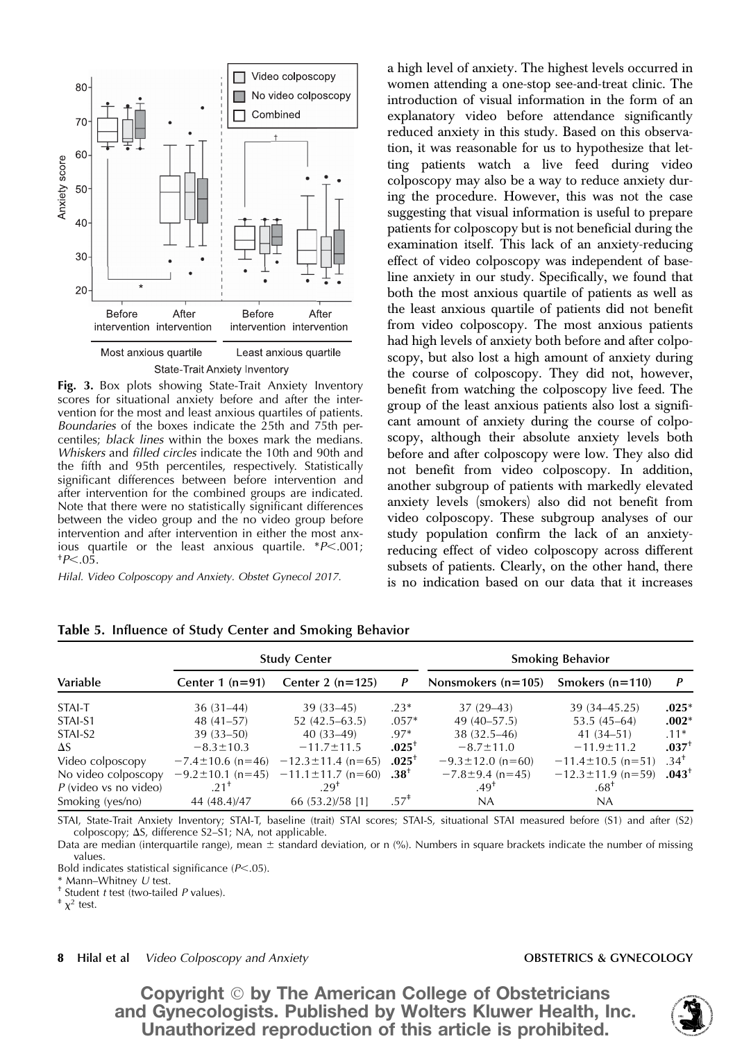Fig. 3. Box plots showing State-Trait Anxiety Inventory scores for situational anxiety before and after the intervention for the most and least anxious quartiles of patients. *Boundaries* of the boxes indicate the 25th and 75th percentiles; *black lines* within the boxes mark the medians. *Whiskers* and *filled circles* indicate the 10th and 90th and the fifth and 95th percentiles, respectively. Statistically significant differences between before intervention and after intervention for the combined groups are indicated. Note that there were no statistically significant differences between the video group and the no video group before intervention and after intervention in either the most anxious quartile or the least anxious quartile. \*$P<.001$; †$P<.05$.

*Hilal. Video Colposcopy and Anxiety. Obstet Gynecol 2017.*

a high level of anxiety. The highest levels occurred in women attending a one-stop see-and-treat clinic. The introduction of visual information in the form of an explanatory video before attendance significantly reduced anxiety in this study. Based on this observation, it was reasonable for us to hypothesize that letting patients watch a live feed during video colposcopy may also be a way to reduce anxiety during the procedure. However, this was not the case suggesting that visual information is useful to prepare patients for colposcopy but is not beneficial during the examination itself. This lack of an anxiety-reducing effect of video colposcopy was independent of baseline anxiety in our study. Specifically, we found that both the most anxious quartile of patients as well as the least anxious quartile of patients did not benefit from video colposcopy. The most anxious patients had high levels of anxiety both before and after colposcopy, but also lost a high amount of anxiety during the course of colposcopy. They did not, however, benefit from watching the colposcopy live feed. The group of the least anxious patients also lost a significant amount of anxiety during the course of colposcopy, although their absolute anxiety levels both before and after colposcopy were low. They also did not benefit from video colposcopy. In addition, another subgroup of patients with markedly elevated anxiety levels (smokers) also did not benefit from video colposcopy. These subgroup analyses of our study population confirm the lack of an anxiety-reducing effect of video colposcopy across different subsets of patients. Clearly, on the other hand, there is no indication based on our data that it increases

**Table 5. Influence of Study Center and Smoking Behavior**

| Variable | Study Center | | | Smoking Behavior | | |
|---|---|---|---|---|---|---|
| | Center 1 (n=91) | Center 2 (n=125) | *P* | Nonsmokers (n=105) | Smokers (n=110) | *P* |
| STAI-T | 36 (31–44) | 39 (33–45) | .23* | 37 (29–43) | 39 (34–45.25) | **.025*** |
| STAI-S1 | 48 (41–57) | 52 (42.5–63.5) | .057* | 49 (40–57.5) | 53.5 (45–64) | **.002*** |
| STAI-S2 | 39 (33–50) | 40 (33–49) | .97* | 38 (32.5–46) | 41 (34–51) | .11* |
| ΔS | −8.3±10.3 | −11.7±11.5 | **.025†** | −8.7±11.0 | −11.9±11.2 | **.037†** |
| Video colposcopy | −7.4±10.6 (n=46) | −12.3±11.4 (n=65) | **.025†** | −9.3±12.0 (n=60) | −11.4±10.5 (n=51) | .34† |
| No video colposcopy | −9.2±10.1 (n=45) | −11.1±11.7 (n=60) | **.38†** | −7.8±9.4 (n=45) | −12.3±11.9 (n=59) | **.043†** |
| *P* (video vs no video) | .21† | .29† | | .49† | .68† | |
| Smoking (yes/no) | 44 (48.4)/47 | 66 (53.2)/58 [1] | .57‡ | NA | NA | |

STAI, State-Trait Anxiety Inventory; STAI-T, baseline (trait) STAI scores; STAI-S, situational STAI measured before (S1) and after (S2) colposcopy; ΔS, difference S2–S1; NA, not applicable.

Data are median (interquartile range), mean ± standard deviation, or n (%). Numbers in square brackets indicate the number of missing values.

Bold indicates statistical significance ($P<.05$).

\* Mann–Whitney *U* test.

† Student *t* test (two-tailed *P* values).

‡ $\chi^2$ test.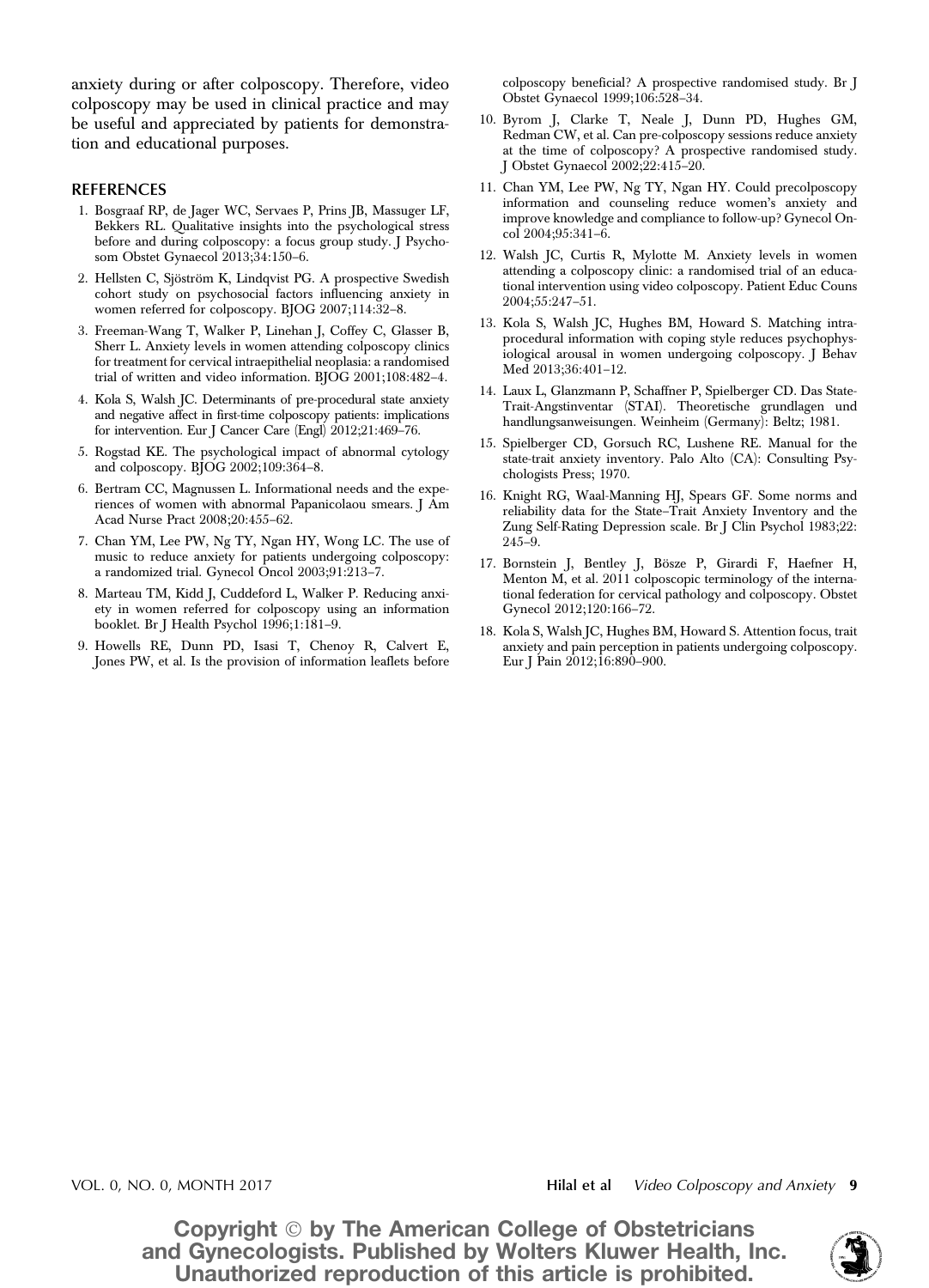anxiety during or after colposcopy. Therefore, video colposcopy may be used in clinical practice and may be useful and appreciated by patients for demonstration and educational purposes.

## REFERENCES

1. Bosgraaf RP, de Jager WC, Servaes P, Prins JB, Massuger LF, Bekkers RL. Qualitative insights into the psychological stress before and during colposcopy: a focus group study. J Psychosom Obstet Gynaecol 2013;34:150–6.
2. Hellsten C, Sjöström K, Lindqvist PG. A prospective Swedish cohort study on psychosocial factors influencing anxiety in women referred for colposcopy. BJOG 2007;114:32–8.
3. Freeman-Wang T, Walker P, Linehan J, Coffey C, Glasser B, Sherr L. Anxiety levels in women attending colposcopy clinics for treatment for cervical intraepithelial neoplasia: a randomised trial of written and video information. BJOG 2001;108:482–4.
4. Kola S, Walsh JC. Determinants of pre-procedural state anxiety and negative affect in first-time colposcopy patients: implications for intervention. Eur J Cancer Care (Engl) 2012;21:469–76.
5. Rogstad KE. The psychological impact of abnormal cytology and colposcopy. BJOG 2002;109:364–8.
6. Bertram CC, Magnussen L. Informational needs and the experiences of women with abnormal Papanicolaou smears. J Am Acad Nurse Pract 2008;20:455–62.
7. Chan YM, Lee PW, Ng TY, Ngan HY, Wong LC. The use of music to reduce anxiety for patients undergoing colposcopy: a randomized trial. Gynecol Oncol 2003;91:213–7.
8. Marteau TM, Kidd J, Cuddeford L, Walker P. Reducing anxiety in women referred for colposcopy using an information booklet. Br J Health Psychol 1996;1:181–9.
9. Howells RE, Dunn PD, Isasi T, Chenoy R, Calvert E, Jones PW, et al. Is the provision of information leaflets before colposcopy beneficial? A prospective randomised study. Br J Obstet Gynaecol 1999;106:528–34.
10. Byrom J, Clarke T, Neale J, Dunn PD, Hughes GM, Redman CW, et al. Can pre-colposcopy sessions reduce anxiety at the time of colposcopy? A prospective randomised study. J Obstet Gynaecol 2002;22:415–20.
11. Chan YM, Lee PW, Ng TY, Ngan HY. Could precolposcopy information and counseling reduce women's anxiety and improve knowledge and compliance to follow-up? Gynecol Oncol 2004;95:341–6.
12. Walsh JC, Curtis R, Mylotte M. Anxiety levels in women attending a colposcopy clinic: a randomised trial of an educational intervention using video colposcopy. Patient Educ Couns 2004;55:247–51.
13. Kola S, Walsh JC, Hughes BM, Howard S. Matching intra-procedural information with coping style reduces psychophysiological arousal in women undergoing colposcopy. J Behav Med 2013;36:401–12.
14. Laux L, Glanzmann P, Schaffner P, Spielberger CD. Das State-Trait-Angstinventar (STAI). Theoretische grundlagen und handlungsanweisungen. Weinheim (Germany): Beltz; 1981.
15. Spielberger CD, Gorsuch RC, Lushene RE. Manual for the state-trait anxiety inventory. Palo Alto (CA): Consulting Psychologists Press; 1970.
16. Knight RG, Waal-Manning HJ, Spears GF. Some norms and reliability data for the State–Trait Anxiety Inventory and the Zung Self-Rating Depression scale. Br J Clin Psychol 1983;22:245–9.
17. Bornstein J, Bentley J, Bösze P, Girardi F, Haefner H, Menton M, et al. 2011 colposcopic terminology of the international federation for cervical pathology and colposcopy. Obstet Gynecol 2012;120:166–72.
18. Kola S, Walsh JC, Hughes BM, Howard S. Attention focus, trait anxiety and pain perception in patients undergoing colposcopy. Eur J Pain 2012;16:890–900.

**Copyright © by The American College of Obstetricians and Gynecologists. Published by Wolters Kluwer Health, Inc. Unauthorized reproduction of this article is prohibited.**